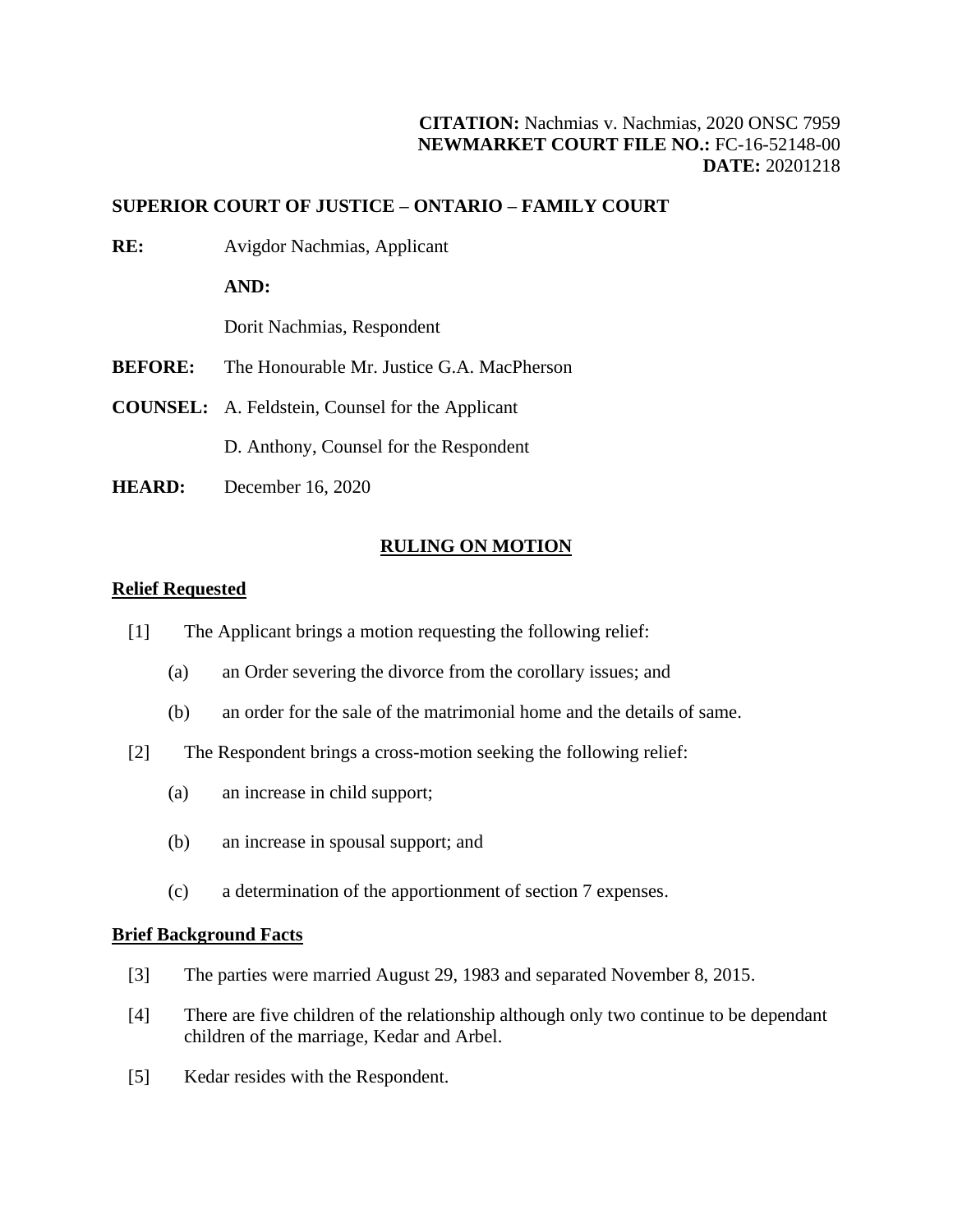**CITATION:** Nachmias v. Nachmias, 2020 ONSC 7959
**NEWMARKET COURT FILE NO.:** FC-16-52148-00
**DATE:** 20201218

**SUPERIOR COURT OF JUSTICE – ONTARIO – FAMILY COURT**

**RE:** Avigdor Nachmias, Applicant

**AND:**

Dorit Nachmias, Respondent

**BEFORE:** The Honourable Mr. Justice G.A. MacPherson

**COUNSEL:** A. Feldstein, Counsel for the Applicant

D. Anthony, Counsel for the Respondent

**HEARD:** December 16, 2020

## RULING ON MOTION

### Relief Requested

[1] The Applicant brings a motion requesting the following relief:

(a) an Order severing the divorce from the corollary issues; and

(b) an order for the sale of the matrimonial home and the details of same.

[2] The Respondent brings a cross-motion seeking the following relief:

(a) an increase in child support;

(b) an increase in spousal support; and

(c) a determination of the apportionment of section 7 expenses.

### Brief Background Facts

[3] The parties were married August 29, 1983 and separated November 8, 2015.

[4] There are five children of the relationship although only two continue to be dependant children of the marriage, Kedar and Arbel.

[5] Kedar resides with the Respondent.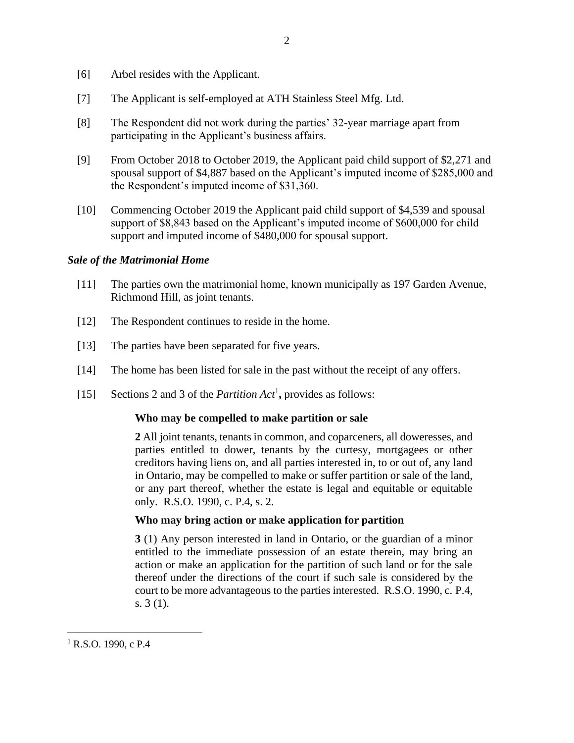[6] Arbel resides with the Applicant.

[7] The Applicant is self-employed at ATH Stainless Steel Mfg. Ltd.

[8] The Respondent did not work during the parties' 32-year marriage apart from participating in the Applicant's business affairs.

[9] From October 2018 to October 2019, the Applicant paid child support of $2,271 and spousal support of $4,887 based on the Applicant's imputed income of $285,000 and the Respondent's imputed income of $31,360.

[10] Commencing October 2019 the Applicant paid child support of $4,539 and spousal support of $8,843 based on the Applicant's imputed income of $600,000 for child support and imputed income of $480,000 for spousal support.

***Sale of the Matrimonial Home***

[11] The parties own the matrimonial home, known municipally as 197 Garden Avenue, Richmond Hill, as joint tenants.

[12] The Respondent continues to reside in the home.

[13] The parties have been separated for five years.

[14] The home has been listed for sale in the past without the receipt of any offers.

[15] Sections 2 and 3 of the *Partition Act*[1]**,** provides as follows:

> **Who may be compelled to make partition or sale**
>
> **2** All joint tenants, tenants in common, and coparceners, all doweresses, and parties entitled to dower, tenants by the curtesy, mortgagees or other creditors having liens on, and all parties interested in, to or out of, any land in Ontario, may be compelled to make or suffer partition or sale of the land, or any part thereof, whether the estate is legal and equitable or equitable only. R.S.O. 1990, c. P.4, s. 2.
>
> **Who may bring action or make application for partition**
>
> **3** (1) Any person interested in land in Ontario, or the guardian of a minor entitled to the immediate possession of an estate therein, may bring an action or make an application for the partition of such land or for the sale thereof under the directions of the court if such sale is considered by the court to be more advantageous to the parties interested. R.S.O. 1990, c. P.4, s. 3 (1).

---

[1] R.S.O. 1990, c P.4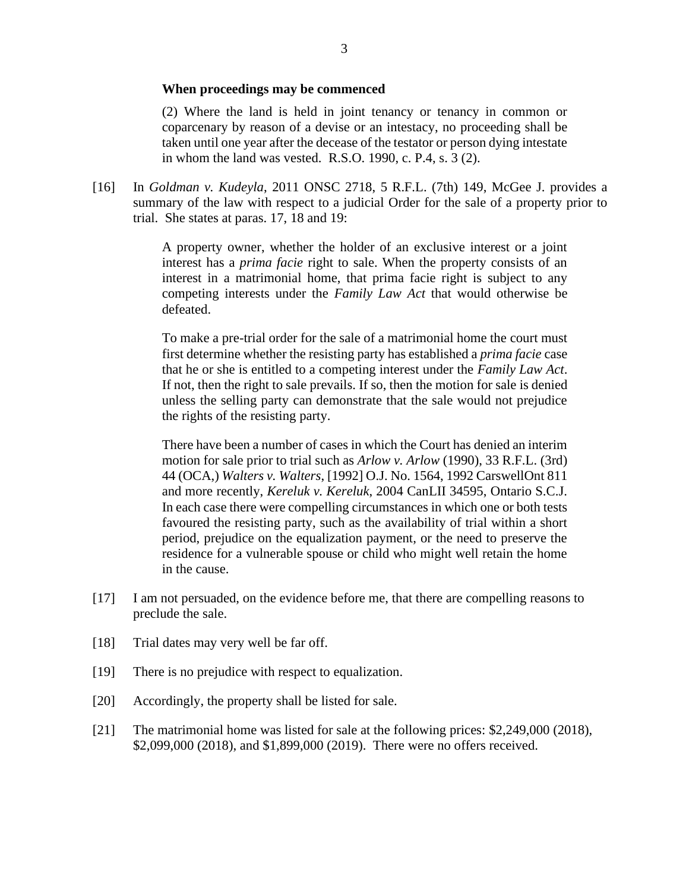**When proceedings may be commenced**

> (2) Where the land is held in joint tenancy or tenancy in common or coparcenary by reason of a devise or an intestacy, no proceeding shall be taken until one year after the decease of the testator or person dying intestate in whom the land was vested. R.S.O. 1990, c. P.4, s. 3 (2).

[16] In *Goldman v. Kudeyla*, 2011 ONSC 2718, 5 R.F.L. (7th) 149, McGee J. provides a summary of the law with respect to a judicial Order for the sale of a property prior to trial. She states at paras. 17, 18 and 19:

> A property owner, whether the holder of an exclusive interest or a joint interest has a *prima facie* right to sale. When the property consists of an interest in a matrimonial home, that prima facie right is subject to any competing interests under the *Family Law Act* that would otherwise be defeated.
>
> To make a pre-trial order for the sale of a matrimonial home the court must first determine whether the resisting party has established a *prima facie* case that he or she is entitled to a competing interest under the *Family Law Act*. If not, then the right to sale prevails. If so, then the motion for sale is denied unless the selling party can demonstrate that the sale would not prejudice the rights of the resisting party.
>
> There have been a number of cases in which the Court has denied an interim motion for sale prior to trial such as *Arlow v. Arlow* (1990), 33 R.F.L. (3rd) 44 (OCA,) *Walters v. Walters*, [1992] O.J. No. 1564, 1992 CarswellOnt 811 and more recently, *Kereluk v. Kereluk*, 2004 CanLII 34595, Ontario S.C.J. In each case there were compelling circumstances in which one or both tests favoured the resisting party, such as the availability of trial within a short period, prejudice on the equalization payment, or the need to preserve the residence for a vulnerable spouse or child who might well retain the home in the cause.

[17] I am not persuaded, on the evidence before me, that there are compelling reasons to preclude the sale.

[18] Trial dates may very well be far off.

[19] There is no prejudice with respect to equalization.

[20] Accordingly, the property shall be listed for sale.

[21] The matrimonial home was listed for sale at the following prices: $2,249,000 (2018), $2,099,000 (2018), and $1,899,000 (2019). There were no offers received.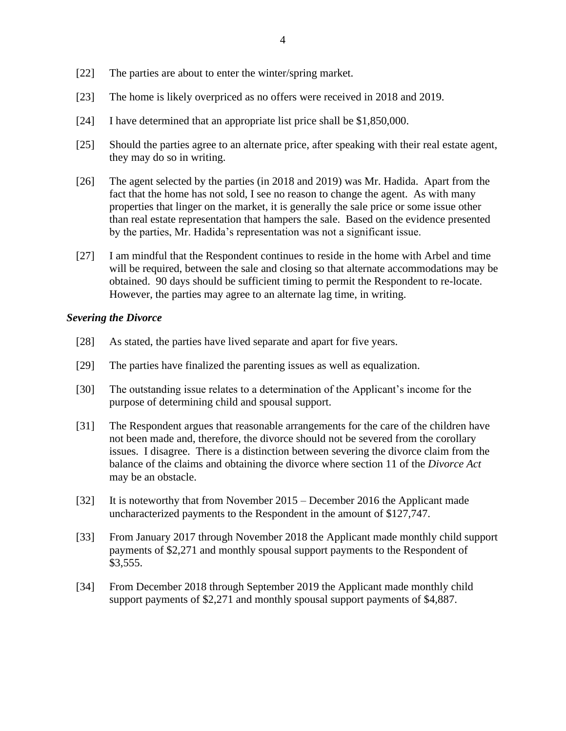[22] The parties are about to enter the winter/spring market.

[23] The home is likely overpriced as no offers were received in 2018 and 2019.

[24] I have determined that an appropriate list price shall be $1,850,000.

[25] Should the parties agree to an alternate price, after speaking with their real estate agent, they may do so in writing.

[26] The agent selected by the parties (in 2018 and 2019) was Mr. Hadida. Apart from the fact that the home has not sold, I see no reason to change the agent. As with many properties that linger on the market, it is generally the sale price or some issue other than real estate representation that hampers the sale. Based on the evidence presented by the parties, Mr. Hadida's representation was not a significant issue.

[27] I am mindful that the Respondent continues to reside in the home with Arbel and time will be required, between the sale and closing so that alternate accommodations may be obtained. 90 days should be sufficient timing to permit the Respondent to re-locate. However, the parties may agree to an alternate lag time, in writing.

### *Severing the Divorce*

[28] As stated, the parties have lived separate and apart for five years.

[29] The parties have finalized the parenting issues as well as equalization.

[30] The outstanding issue relates to a determination of the Applicant's income for the purpose of determining child and spousal support.

[31] The Respondent argues that reasonable arrangements for the care of the children have not been made and, therefore, the divorce should not be severed from the corollary issues. I disagree. There is a distinction between severing the divorce claim from the balance of the claims and obtaining the divorce where section 11 of the *Divorce Act* may be an obstacle.

[32] It is noteworthy that from November 2015 – December 2016 the Applicant made uncharacterized payments to the Respondent in the amount of $127,747.

[33] From January 2017 through November 2018 the Applicant made monthly child support payments of $2,271 and monthly spousal support payments to the Respondent of $3,555.

[34] From December 2018 through September 2019 the Applicant made monthly child support payments of $2,271 and monthly spousal support payments of $4,887.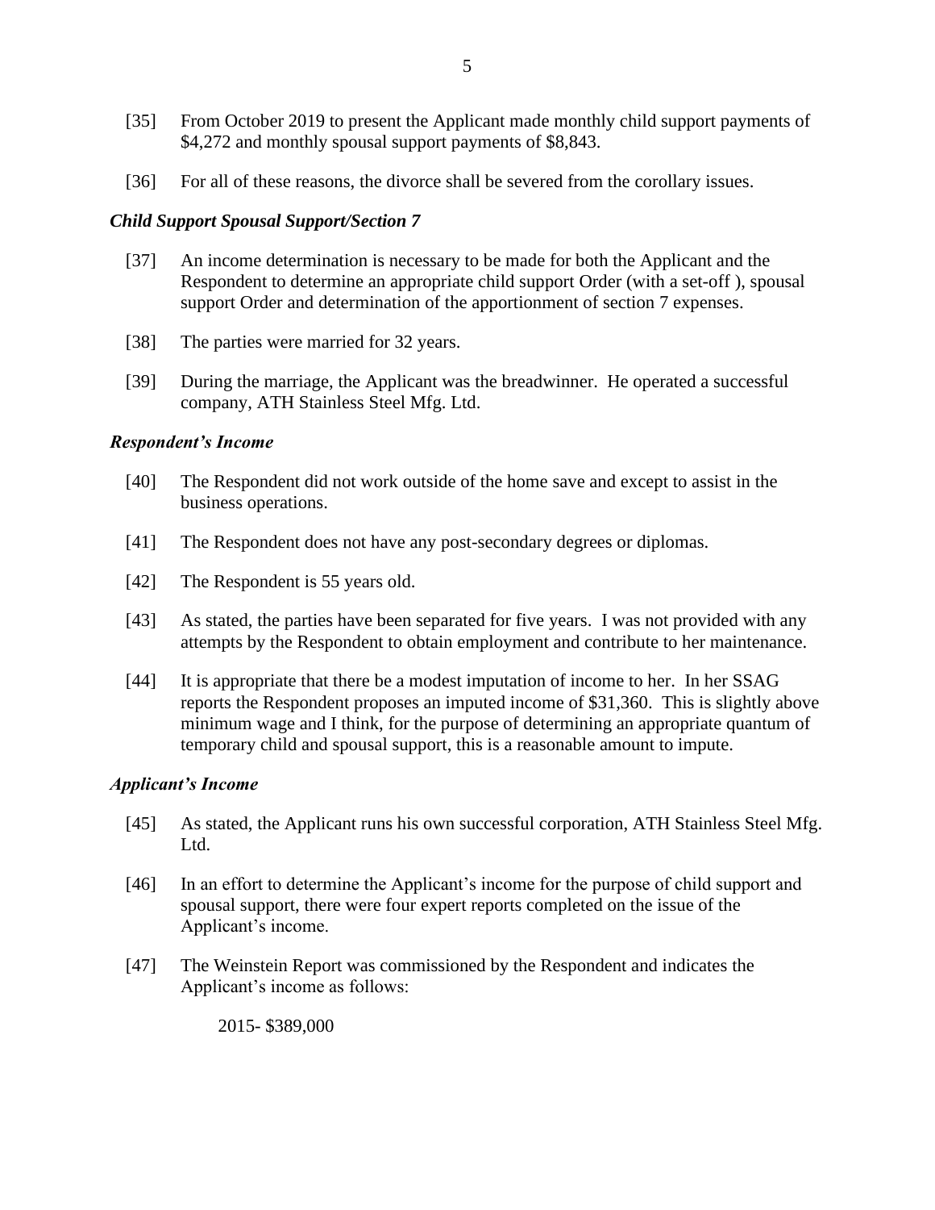[35] From October 2019 to present the Applicant made monthly child support payments of $4,272 and monthly spousal support payments of $8,843.

[36] For all of these reasons, the divorce shall be severed from the corollary issues.

### *Child Support Spousal Support/Section 7*

[37] An income determination is necessary to be made for both the Applicant and the Respondent to determine an appropriate child support Order (with a set-off ), spousal support Order and determination of the apportionment of section 7 expenses.

[38] The parties were married for 32 years.

[39] During the marriage, the Applicant was the breadwinner. He operated a successful company, ATH Stainless Steel Mfg. Ltd.

### *Respondent's Income*

[40] The Respondent did not work outside of the home save and except to assist in the business operations.

[41] The Respondent does not have any post-secondary degrees or diplomas.

[42] The Respondent is 55 years old.

[43] As stated, the parties have been separated for five years. I was not provided with any attempts by the Respondent to obtain employment and contribute to her maintenance.

[44] It is appropriate that there be a modest imputation of income to her. In her SSAG reports the Respondent proposes an imputed income of $31,360. This is slightly above minimum wage and I think, for the purpose of determining an appropriate quantum of temporary child and spousal support, this is a reasonable amount to impute.

### *Applicant's Income*

[45] As stated, the Applicant runs his own successful corporation, ATH Stainless Steel Mfg. Ltd.

[46] In an effort to determine the Applicant's income for the purpose of child support and spousal support, there were four expert reports completed on the issue of the Applicant's income.

[47] The Weinstein Report was commissioned by the Respondent and indicates the Applicant's income as follows:

2015- $389,000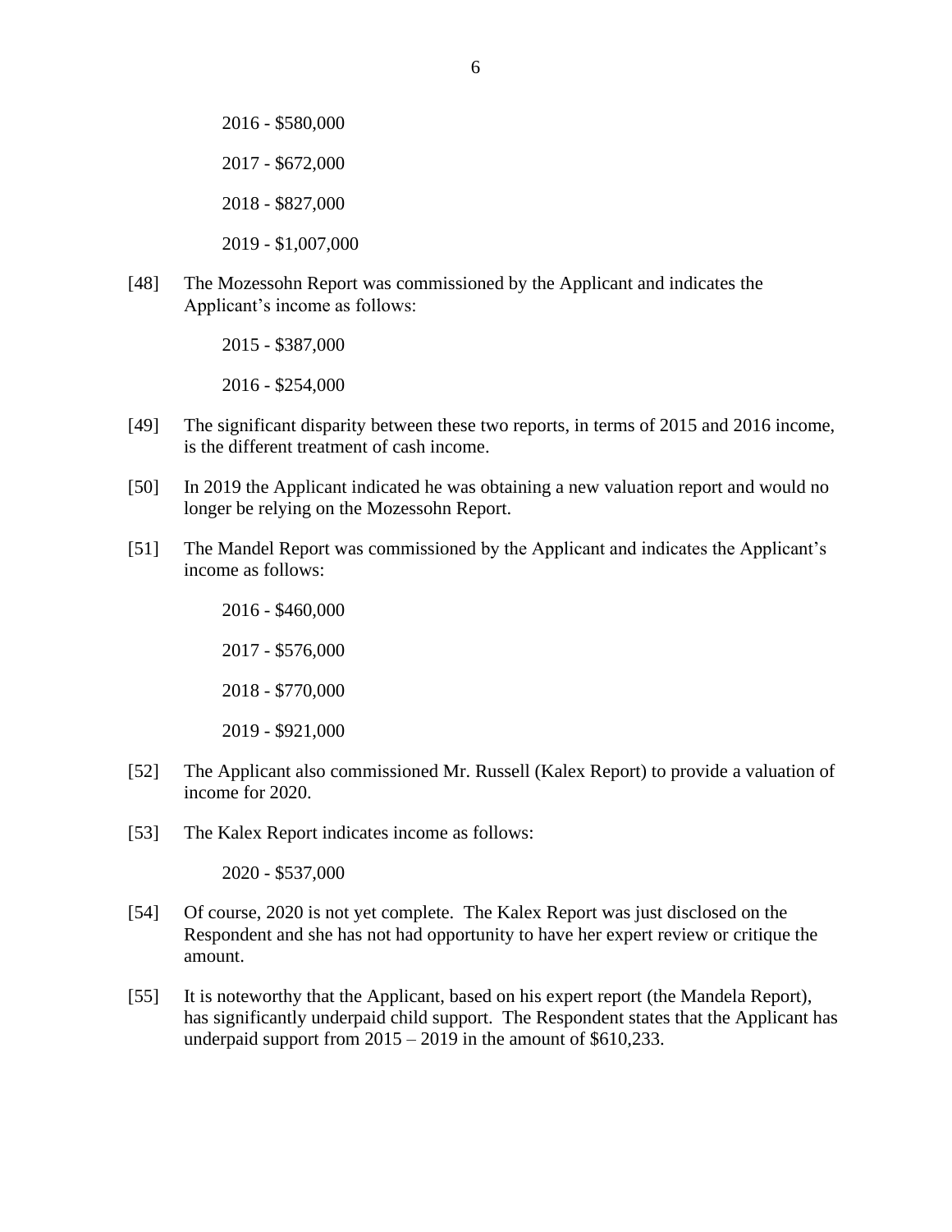2016 - $580,000

2017 - $672,000

2018 - $827,000

2019 - $1,007,000

[48] The Mozessohn Report was commissioned by the Applicant and indicates the Applicant's income as follows:

2015 - $387,000

2016 - $254,000

[49] The significant disparity between these two reports, in terms of 2015 and 2016 income, is the different treatment of cash income.

[50] In 2019 the Applicant indicated he was obtaining a new valuation report and would no longer be relying on the Mozessohn Report.

[51] The Mandel Report was commissioned by the Applicant and indicates the Applicant's income as follows:

2016 - $460,000

2017 - $576,000

2018 - $770,000

2019 - $921,000

[52] The Applicant also commissioned Mr. Russell (Kalex Report) to provide a valuation of income for 2020.

[53] The Kalex Report indicates income as follows:

2020 - $537,000

[54] Of course, 2020 is not yet complete. The Kalex Report was just disclosed on the Respondent and she has not had opportunity to have her expert review or critique the amount.

[55] It is noteworthy that the Applicant, based on his expert report (the Mandela Report), has significantly underpaid child support. The Respondent states that the Applicant has underpaid support from 2015 – 2019 in the amount of $610,233.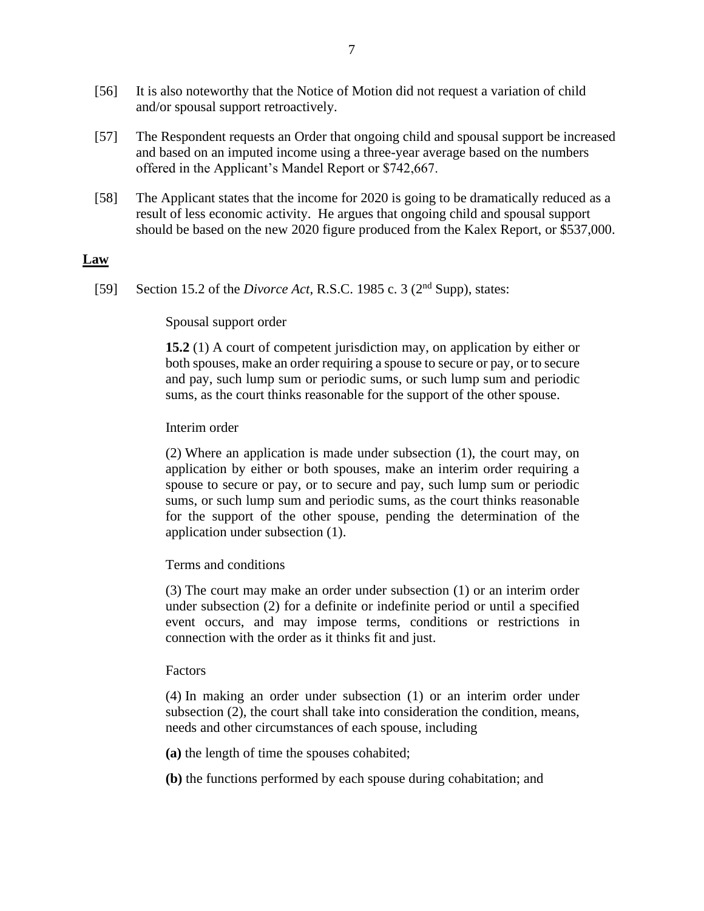[56] It is also noteworthy that the Notice of Motion did not request a variation of child and/or spousal support retroactively.

[57] The Respondent requests an Order that ongoing child and spousal support be increased and based on an imputed income using a three-year average based on the numbers offered in the Applicant's Mandel Report or $742,667.

[58] The Applicant states that the income for 2020 is going to be dramatically reduced as a result of less economic activity. He argues that ongoing child and spousal support should be based on the new 2020 figure produced from the Kalex Report, or $537,000.

## Law

[59] Section 15.2 of the *Divorce Act*, R.S.C. 1985 c. 3 (2nd Supp), states:

> Spousal support order
>
> **15.2** (1) A court of competent jurisdiction may, on application by either or both spouses, make an order requiring a spouse to secure or pay, or to secure and pay, such lump sum or periodic sums, or such lump sum and periodic sums, as the court thinks reasonable for the support of the other spouse.
>
> Interim order
>
> (2) Where an application is made under subsection (1), the court may, on application by either or both spouses, make an interim order requiring a spouse to secure or pay, or to secure and pay, such lump sum or periodic sums, or such lump sum and periodic sums, as the court thinks reasonable for the support of the other spouse, pending the determination of the application under subsection (1).
>
> Terms and conditions
>
> (3) The court may make an order under subsection (1) or an interim order under subsection (2) for a definite or indefinite period or until a specified event occurs, and may impose terms, conditions or restrictions in connection with the order as it thinks fit and just.
>
> Factors
>
> (4) In making an order under subsection (1) or an interim order under subsection (2), the court shall take into consideration the condition, means, needs and other circumstances of each spouse, including
>
> **(a)** the length of time the spouses cohabited;
>
> **(b)** the functions performed by each spouse during cohabitation; and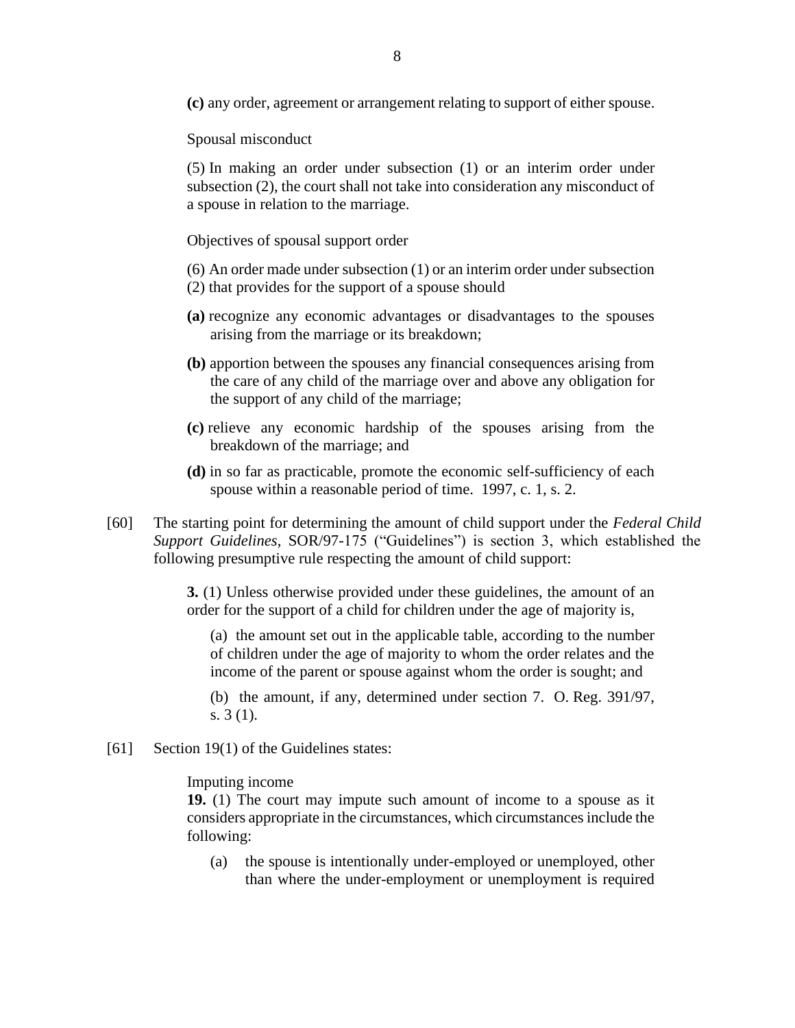> **(c)** any order, agreement or arrangement relating to support of either spouse.
>
> Spousal misconduct
>
> (5) In making an order under subsection (1) or an interim order under subsection (2), the court shall not take into consideration any misconduct of a spouse in relation to the marriage.
>
> Objectives of spousal support order
>
> (6) An order made under subsection (1) or an interim order under subsection (2) that provides for the support of a spouse should
>
> **(a)** recognize any economic advantages or disadvantages to the spouses arising from the marriage or its breakdown;
>
> **(b)** apportion between the spouses any financial consequences arising from the care of any child of the marriage over and above any obligation for the support of any child of the marriage;
>
> **(c)** relieve any economic hardship of the spouses arising from the breakdown of the marriage; and
>
> **(d)** in so far as practicable, promote the economic self-sufficiency of each spouse within a reasonable period of time. 1997, c. 1, s. 2.

[60] The starting point for determining the amount of child support under the *Federal Child Support Guidelines*, SOR/97-175 ("Guidelines") is section 3, which established the following presumptive rule respecting the amount of child support:

> **3.** (1) Unless otherwise provided under these guidelines, the amount of an order for the support of a child for children under the age of majority is,
>
> (a) the amount set out in the applicable table, according to the number of children under the age of majority to whom the order relates and the income of the parent or spouse against whom the order is sought; and
>
> (b) the amount, if any, determined under section 7. O. Reg. 391/97, s. 3 (1).

[61] Section 19(1) of the Guidelines states:

> Imputing income
> **19.** (1) The court may impute such amount of income to a spouse as it considers appropriate in the circumstances, which circumstances include the following:
>
> (a) the spouse is intentionally under-employed or unemployed, other than where the under-employment or unemployment is required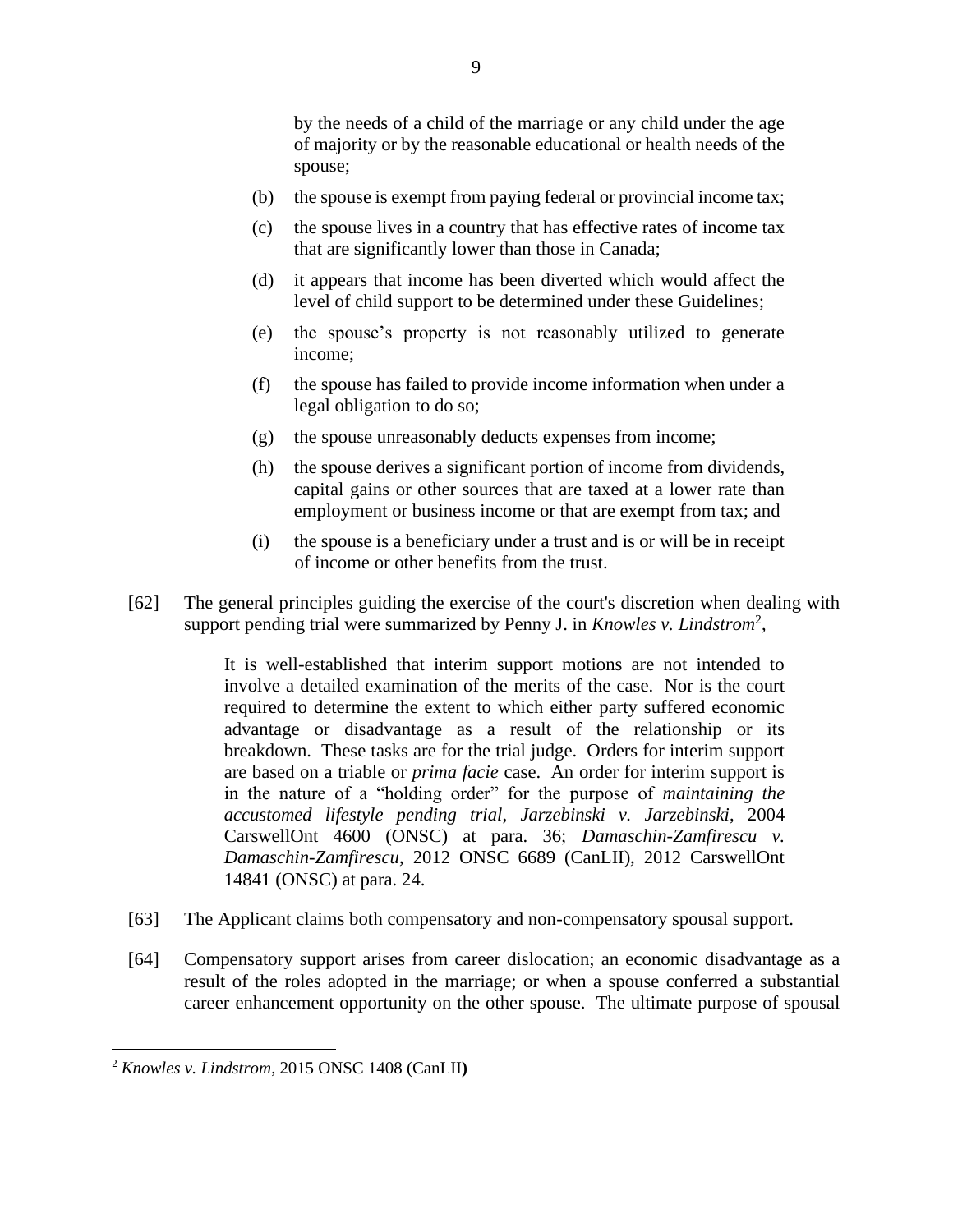by the needs of a child of the marriage or any child under the age of majority or by the reasonable educational or health needs of the spouse;

(b) the spouse is exempt from paying federal or provincial income tax;

(c) the spouse lives in a country that has effective rates of income tax that are significantly lower than those in Canada;

(d) it appears that income has been diverted which would affect the level of child support to be determined under these Guidelines;

(e) the spouse's property is not reasonably utilized to generate income;

(f) the spouse has failed to provide income information when under a legal obligation to do so;

(g) the spouse unreasonably deducts expenses from income;

(h) the spouse derives a significant portion of income from dividends, capital gains or other sources that are taxed at a lower rate than employment or business income or that are exempt from tax; and

(i) the spouse is a beneficiary under a trust and is or will be in receipt of income or other benefits from the trust.

[62] The general principles guiding the exercise of the court's discretion when dealing with support pending trial were summarized by Penny J. in *Knowles v. Lindstrom*[2],

> It is well-established that interim support motions are not intended to involve a detailed examination of the merits of the case. Nor is the court required to determine the extent to which either party suffered economic advantage or disadvantage as a result of the relationship or its breakdown. These tasks are for the trial judge. Orders for interim support are based on a triable or *prima facie* case. An order for interim support is in the nature of a "holding order" for the purpose of *maintaining the accustomed lifestyle pending trial*, *Jarzebinski v. Jarzebinski*, 2004 CarswellOnt 4600 (ONSC) at para. 36; *Damaschin-Zamfirescu v. Damaschin-Zamfirescu*, 2012 ONSC 6689 (CanLII), 2012 CarswellOnt 14841 (ONSC) at para. 24.

[63] The Applicant claims both compensatory and non-compensatory spousal support.

[64] Compensatory support arises from career dislocation; an economic disadvantage as a result of the roles adopted in the marriage; or when a spouse conferred a substantial career enhancement opportunity on the other spouse. The ultimate purpose of spousal

---

[2] *Knowles v. Lindstrom*, 2015 ONSC 1408 (CanLII)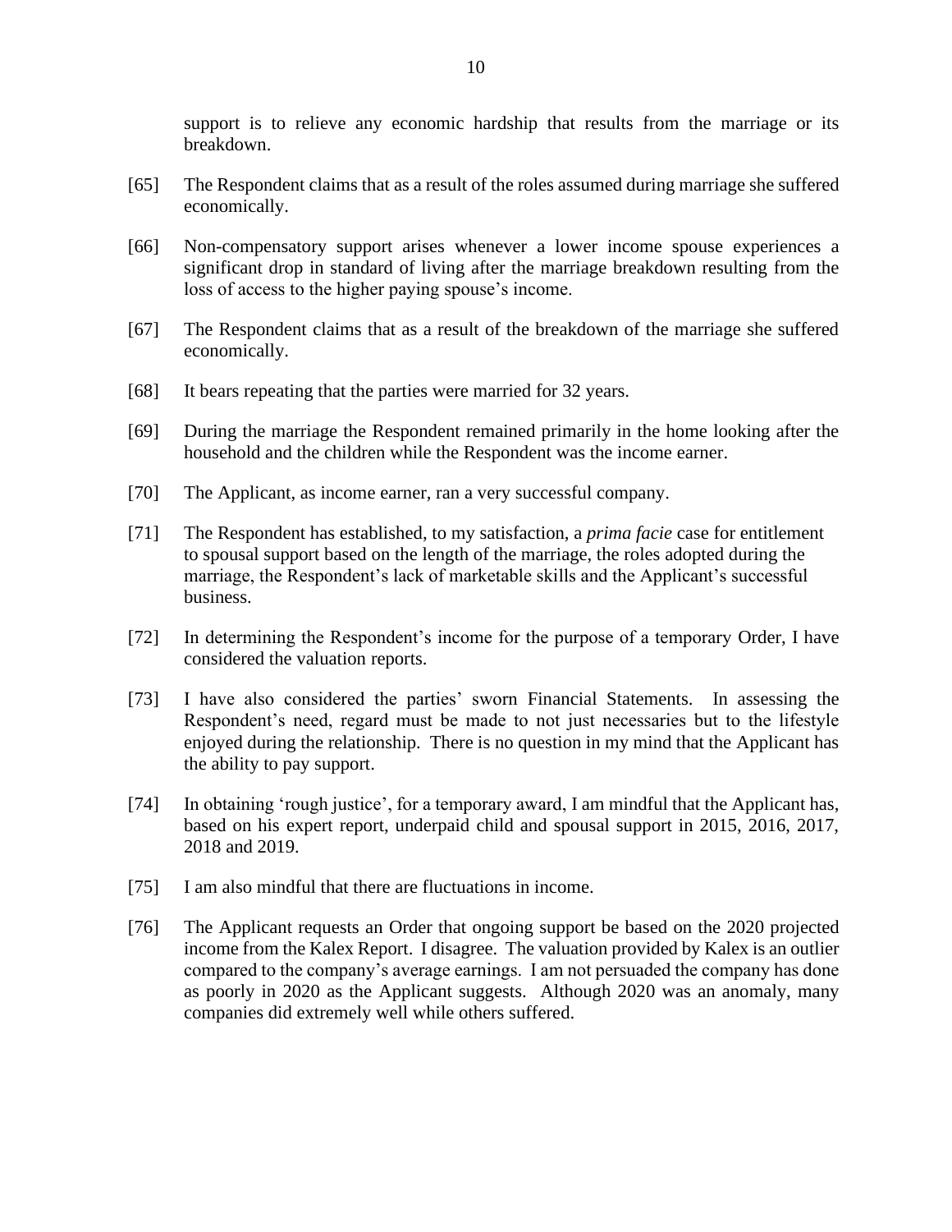support is to relieve any economic hardship that results from the marriage or its breakdown.

[65] The Respondent claims that as a result of the roles assumed during marriage she suffered economically.

[66] Non-compensatory support arises whenever a lower income spouse experiences a significant drop in standard of living after the marriage breakdown resulting from the loss of access to the higher paying spouse's income.

[67] The Respondent claims that as a result of the breakdown of the marriage she suffered economically.

[68] It bears repeating that the parties were married for 32 years.

[69] During the marriage the Respondent remained primarily in the home looking after the household and the children while the Respondent was the income earner.

[70] The Applicant, as income earner, ran a very successful company.

[71] The Respondent has established, to my satisfaction, a *prima facie* case for entitlement to spousal support based on the length of the marriage, the roles adopted during the marriage, the Respondent's lack of marketable skills and the Applicant's successful business.

[72] In determining the Respondent's income for the purpose of a temporary Order, I have considered the valuation reports.

[73] I have also considered the parties' sworn Financial Statements. In assessing the Respondent's need, regard must be made to not just necessaries but to the lifestyle enjoyed during the relationship. There is no question in my mind that the Applicant has the ability to pay support.

[74] In obtaining 'rough justice', for a temporary award, I am mindful that the Applicant has, based on his expert report, underpaid child and spousal support in 2015, 2016, 2017, 2018 and 2019.

[75] I am also mindful that there are fluctuations in income.

[76] The Applicant requests an Order that ongoing support be based on the 2020 projected income from the Kalex Report. I disagree. The valuation provided by Kalex is an outlier compared to the company's average earnings. I am not persuaded the company has done as poorly in 2020 as the Applicant suggests. Although 2020 was an anomaly, many companies did extremely well while others suffered.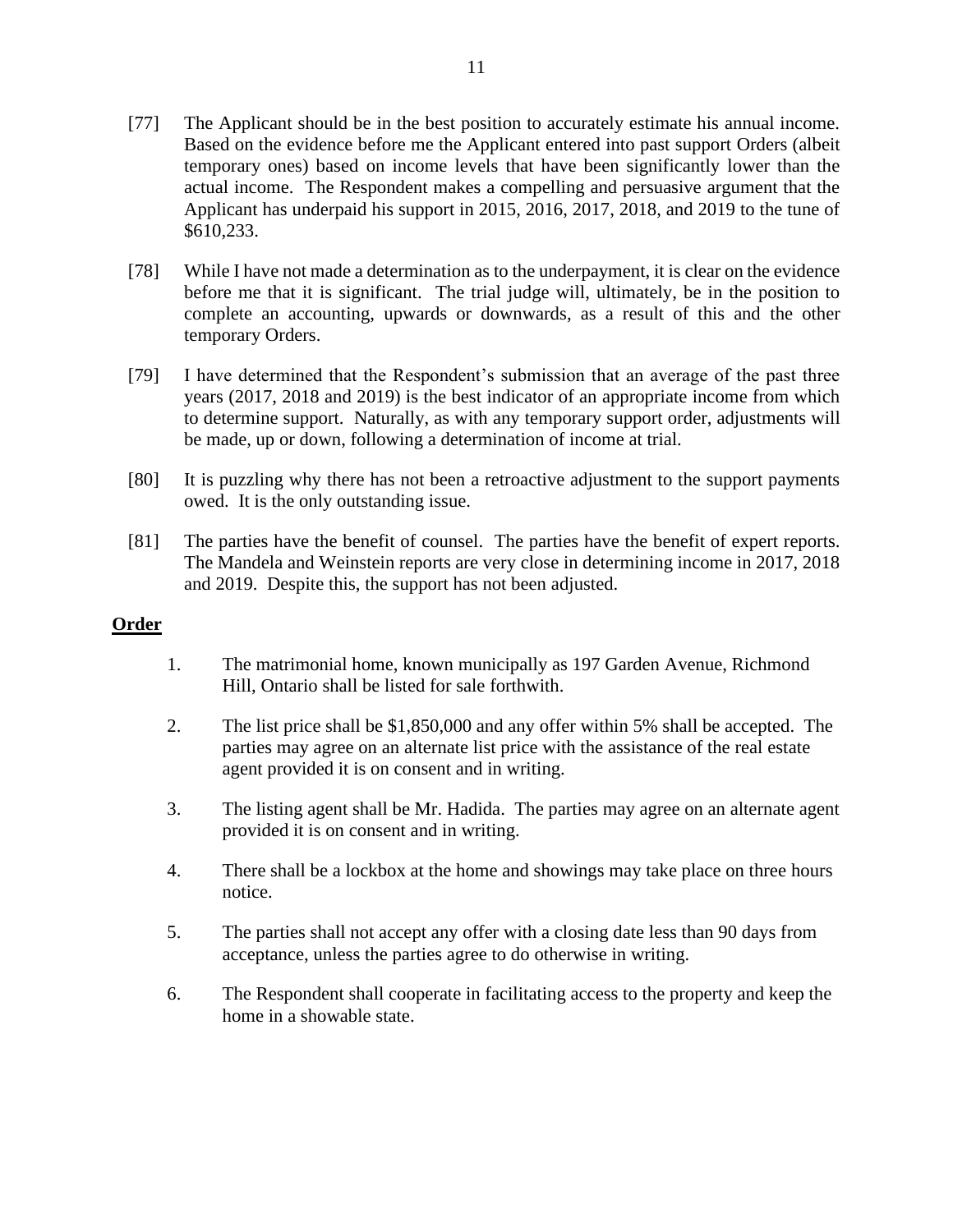[77] The Applicant should be in the best position to accurately estimate his annual income. Based on the evidence before me the Applicant entered into past support Orders (albeit temporary ones) based on income levels that have been significantly lower than the actual income. The Respondent makes a compelling and persuasive argument that the Applicant has underpaid his support in 2015, 2016, 2017, 2018, and 2019 to the tune of $610,233.

[78] While I have not made a determination as to the underpayment, it is clear on the evidence before me that it is significant. The trial judge will, ultimately, be in the position to complete an accounting, upwards or downwards, as a result of this and the other temporary Orders.

[79] I have determined that the Respondent's submission that an average of the past three years (2017, 2018 and 2019) is the best indicator of an appropriate income from which to determine support. Naturally, as with any temporary support order, adjustments will be made, up or down, following a determination of income at trial.

[80] It is puzzling why there has not been a retroactive adjustment to the support payments owed. It is the only outstanding issue.

[81] The parties have the benefit of counsel. The parties have the benefit of expert reports. The Mandela and Weinstein reports are very close in determining income in 2017, 2018 and 2019. Despite this, the support has not been adjusted.

## Order

1. The matrimonial home, known municipally as 197 Garden Avenue, Richmond Hill, Ontario shall be listed for sale forthwith.

2. The list price shall be $1,850,000 and any offer within 5% shall be accepted. The parties may agree on an alternate list price with the assistance of the real estate agent provided it is on consent and in writing.

3. The listing agent shall be Mr. Hadida. The parties may agree on an alternate agent provided it is on consent and in writing.

4. There shall be a lockbox at the home and showings may take place on three hours notice.

5. The parties shall not accept any offer with a closing date less than 90 days from acceptance, unless the parties agree to do otherwise in writing.

6. The Respondent shall cooperate in facilitating access to the property and keep the home in a showable state.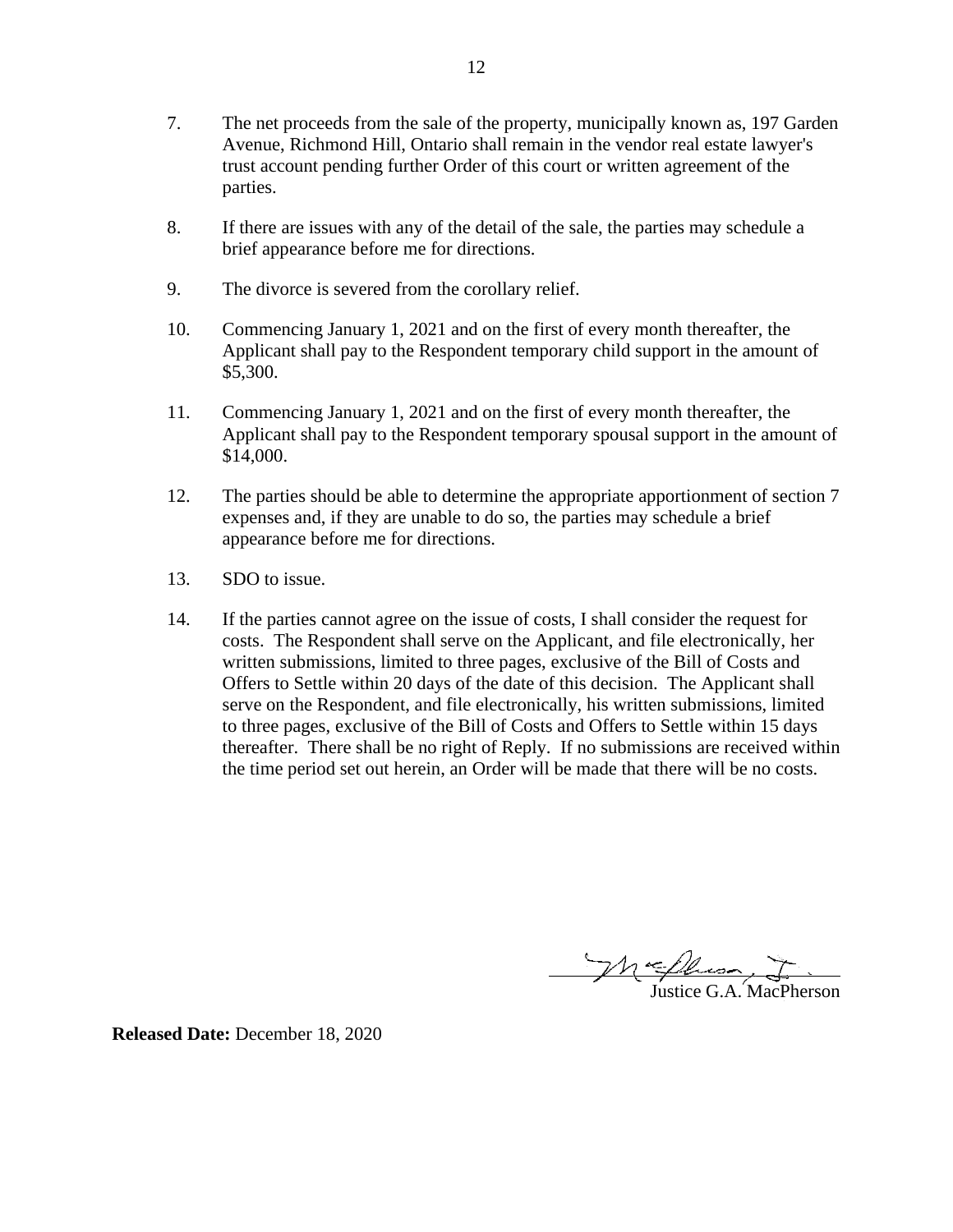7. The net proceeds from the sale of the property, municipally known as, 197 Garden Avenue, Richmond Hill, Ontario shall remain in the vendor real estate lawyer's trust account pending further Order of this court or written agreement of the parties.

8. If there are issues with any of the detail of the sale, the parties may schedule a brief appearance before me for directions.

9. The divorce is severed from the corollary relief.

10. Commencing January 1, 2021 and on the first of every month thereafter, the Applicant shall pay to the Respondent temporary child support in the amount of $5,300.

11. Commencing January 1, 2021 and on the first of every month thereafter, the Applicant shall pay to the Respondent temporary spousal support in the amount of $14,000.

12. The parties should be able to determine the appropriate apportionment of section 7 expenses and, if they are unable to do so, the parties may schedule a brief appearance before me for directions.

13. SDO to issue.

14. If the parties cannot agree on the issue of costs, I shall consider the request for costs. The Respondent shall serve on the Applicant, and file electronically, her written submissions, limited to three pages, exclusive of the Bill of Costs and Offers to Settle within 20 days of the date of this decision. The Applicant shall serve on the Respondent, and file electronically, his written submissions, limited to three pages, exclusive of the Bill of Costs and Offers to Settle within 15 days thereafter. There shall be no right of Reply. If no submissions are received within the time period set out herein, an Order will be made that there will be no costs.

MacPherson, J.

Justice G.A. MacPherson

**Released Date:** December 18, 2020